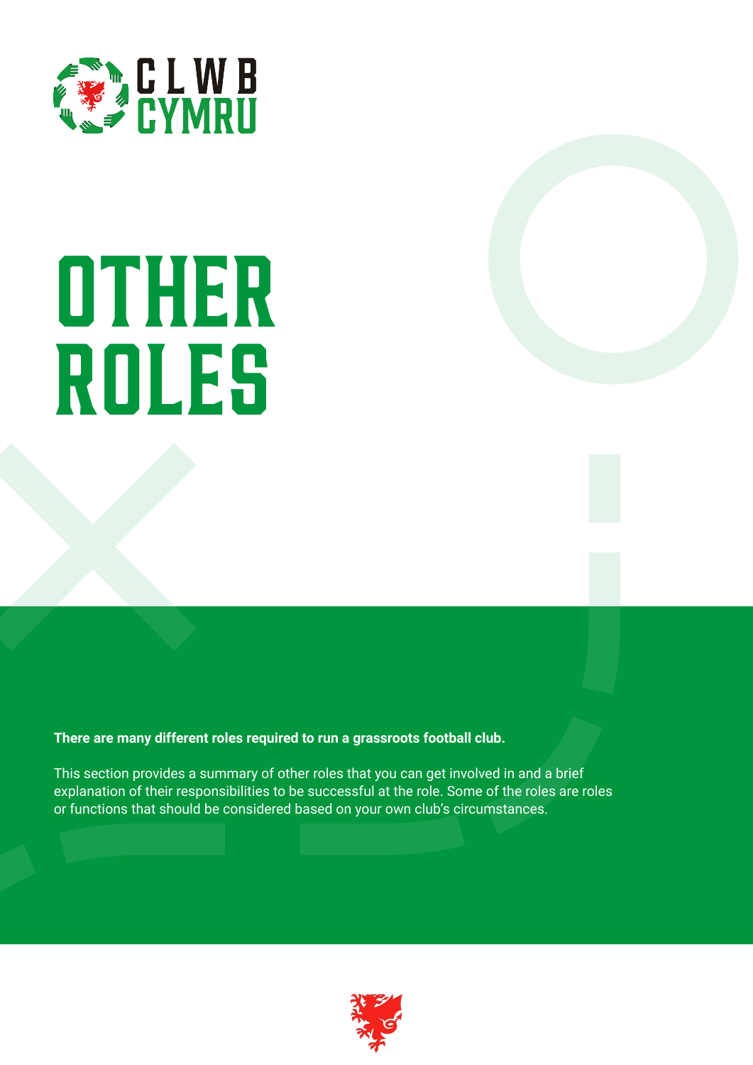CLWB CYMRU

# OTHER ROLES

**There are many different roles required to run a grassroots football club.**

This section provides a summary of other roles that you can get involved in and a brief explanation of their responsibilities to be successful at the role. Some of the roles are roles or functions that should be considered based on your own club's circumstances.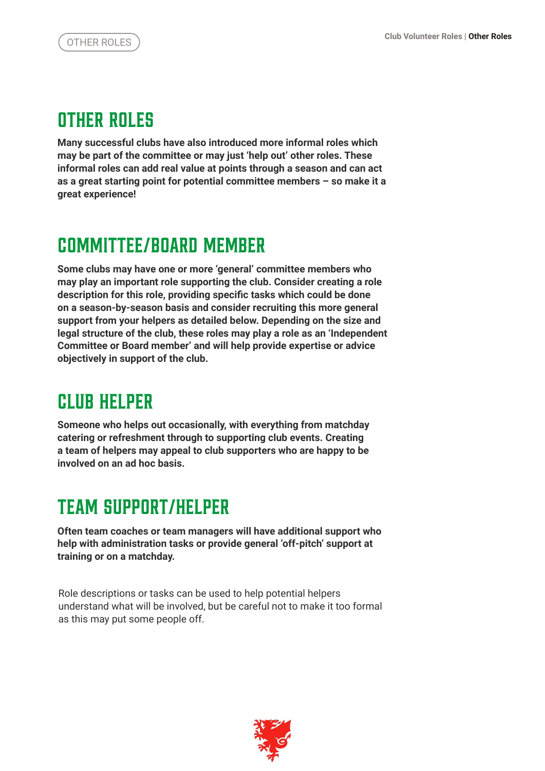OTHER ROLES

# OTHER ROLES

**Many successful clubs have also introduced more informal roles which may be part of the committee or may just 'help out' other roles. These informal roles can add real value at points through a season and can act as a great starting point for potential committee members – so make it a great experience!**

## COMMITTEE/BOARD MEMBER

**Some clubs may have one or more 'general' committee members who may play an important role supporting the club. Consider creating a role description for this role, providing specific tasks which could be done on a season-by-season basis and consider recruiting this more general support from your helpers as detailed below. Depending on the size and legal structure of the club, these roles may play a role as an 'Independent Committee or Board member' and will help provide expertise or advice objectively in support of the club.**

## CLUB HELPER

**Someone who helps out occasionally, with everything from matchday catering or refreshment through to supporting club events. Creating a team of helpers may appeal to club supporters who are happy to be involved on an ad hoc basis.**

## TEAM SUPPORT/HELPER

**Often team coaches or team managers will have additional support who help with administration tasks or provide general 'off-pitch' support at training or on a matchday.**

Role descriptions or tasks can be used to help potential helpers understand what will be involved, but be careful not to make it too formal as this may put some people off.